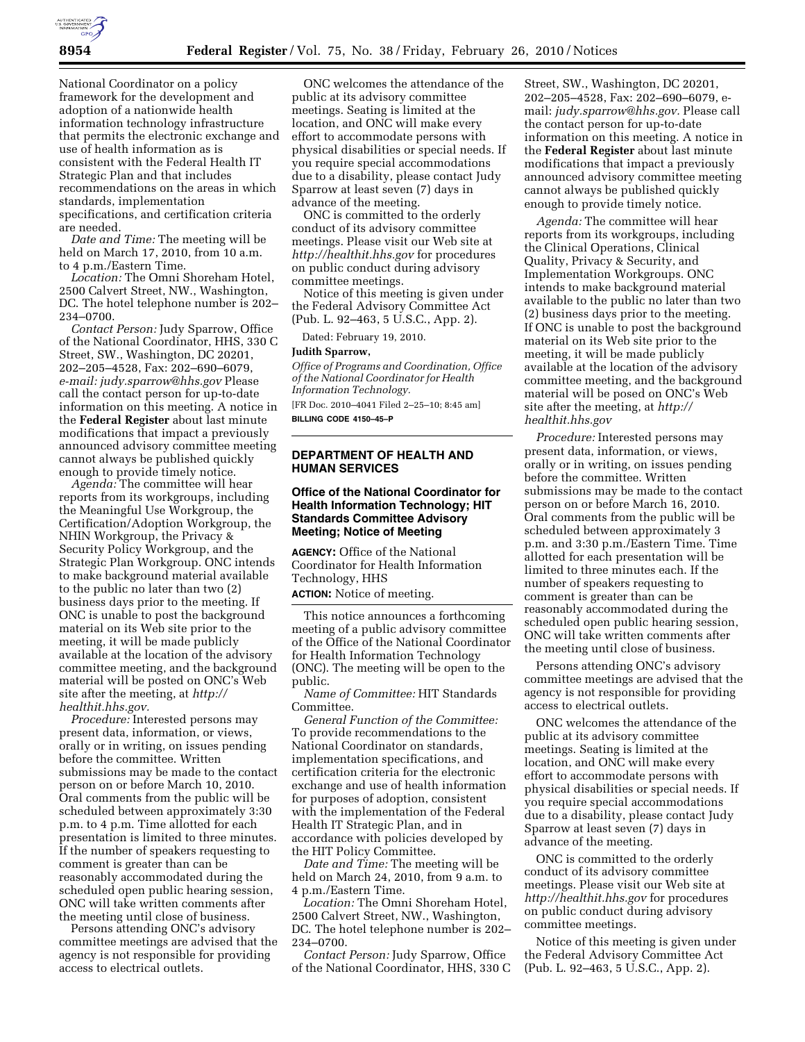National Coordinator on a policy framework for the development and adoption of a nationwide health information technology infrastructure that permits the electronic exchange and use of health information as is consistent with the Federal Health IT Strategic Plan and that includes recommendations on the areas in which standards, implementation specifications, and certification criteria are needed.

*Date and Time:* The meeting will be held on March 17, 2010, from 10 a.m. to 4 p.m./Eastern Time.

*Location:* The Omni Shoreham Hotel, 2500 Calvert Street, NW., Washington, DC. The hotel telephone number is 202–234–0700.

*Contact Person:* Judy Sparrow, Office of the National Coordinator, HHS, 330 C Street, SW., Washington, DC 20201, 202–205–4528, Fax: 202–690–6079, *e-mail: judy.sparrow@hhs.gov* Please call the contact person for up-to-date information on this meeting. A notice in the **Federal Register** about last minute modifications that impact a previously announced advisory committee meeting cannot always be published quickly enough to provide timely notice.

*Agenda:* The committee will hear reports from its workgroups, including the Meaningful Use Workgroup, the Certification/Adoption Workgroup, the NHIN Workgroup, the Privacy & Security Policy Workgroup, and the Strategic Plan Workgroup. ONC intends to make background material available to the public no later than two (2) business days prior to the meeting. If ONC is unable to post the background material on its Web site prior to the meeting, it will be made publicly available at the location of the advisory committee meeting, and the background material will be posted on ONC's Web site after the meeting, at *http://healthit.hhs.gov.*

*Procedure:* Interested persons may present data, information, or views, orally or in writing, on issues pending before the committee. Written submissions may be made to the contact person on or before March 10, 2010. Oral comments from the public will be scheduled between approximately 3:30 p.m. to 4 p.m. Time allotted for each presentation is limited to three minutes. If the number of speakers requesting to comment is greater than can be reasonably accommodated during the scheduled open public hearing session, ONC will take written comments after the meeting until close of business.

Persons attending ONC's advisory committee meetings are advised that the agency is not responsible for providing access to electrical outlets.

ONC welcomes the attendance of the public at its advisory committee meetings. Seating is limited at the location, and ONC will make every effort to accommodate persons with physical disabilities or special needs. If you require special accommodations due to a disability, please contact Judy Sparrow at least seven (7) days in advance of the meeting.

ONC is committed to the orderly conduct of its advisory committee meetings. Please visit our Web site at *http://healthit.hhs.gov* for procedures on public conduct during advisory committee meetings.

Notice of this meeting is given under the Federal Advisory Committee Act (Pub. L. 92–463, 5 U.S.C., App. 2).

Dated: February 19, 2010.

**Judith Sparrow,**

*Office of Programs and Coordination, Office of the National Coordinator for Health Information Technology.*

[FR Doc. 2010–4041 Filed 2–25–10; 8:45 am]

**BILLING CODE 4150–45–P**

---

## DEPARTMENT OF HEALTH AND HUMAN SERVICES

### Office of the National Coordinator for Health Information Technology; HIT Standards Committee Advisory Meeting; Notice of Meeting

**AGENCY:** Office of the National Coordinator for Health Information Technology, HHS

**ACTION:** Notice of meeting.

This notice announces a forthcoming meeting of a public advisory committee of the Office of the National Coordinator for Health Information Technology (ONC). The meeting will be open to the public.

*Name of Committee:* HIT Standards Committee.

*General Function of the Committee:* To provide recommendations to the National Coordinator on standards, implementation specifications, and certification criteria for the electronic exchange and use of health information for purposes of adoption, consistent with the implementation of the Federal Health IT Strategic Plan, and in accordance with policies developed by the HIT Policy Committee.

*Date and Time:* The meeting will be held on March 24, 2010, from 9 a.m. to 4 p.m./Eastern Time.

*Location:* The Omni Shoreham Hotel, 2500 Calvert Street, NW., Washington, DC. The hotel telephone number is 202–234–0700.

*Contact Person:* Judy Sparrow, Office of the National Coordinator, HHS, 330 C Street, SW., Washington, DC 20201, 202–205–4528, Fax: 202–690–6079, e-mail: *judy.sparrow@hhs.gov.* Please call the contact person for up-to-date information on this meeting. A notice in the **Federal Register** about last minute modifications that impact a previously announced advisory committee meeting cannot always be published quickly enough to provide timely notice.

*Agenda:* The committee will hear reports from its workgroups, including the Clinical Operations, Clinical Quality, Privacy & Security, and Implementation Workgroups. ONC intends to make background material available to the public no later than two (2) business days prior to the meeting. If ONC is unable to post the background material on its Web site prior to the meeting, it will be made publicly available at the location of the advisory committee meeting, and the background material will be posed on ONC's Web site after the meeting, at *http://healthit.hhs.gov*

*Procedure:* Interested persons may present data, information, or views, orally or in writing, on issues pending before the committee. Written submissions may be made to the contact person on or before March 16, 2010. Oral comments from the public will be scheduled between approximately 3 p.m. and 3:30 p.m./Eastern Time. Time allotted for each presentation will be limited to three minutes each. If the number of speakers requesting to comment is greater than can be reasonably accommodated during the scheduled open public hearing session, ONC will take written comments after the meeting until close of business.

Persons attending ONC's advisory committee meetings are advised that the agency is not responsible for providing access to electrical outlets.

ONC welcomes the attendance of the public at its advisory committee meetings. Seating is limited at the location, and ONC will make every effort to accommodate persons with physical disabilities or special needs. If you require special accommodations due to a disability, please contact Judy Sparrow at least seven (7) days in advance of the meeting.

ONC is committed to the orderly conduct of its advisory committee meetings. Please visit our Web site at *http://healthit.hhs.gov* for procedures on public conduct during advisory committee meetings.

Notice of this meeting is given under the Federal Advisory Committee Act (Pub. L. 92–463, 5 U.S.C., App. 2).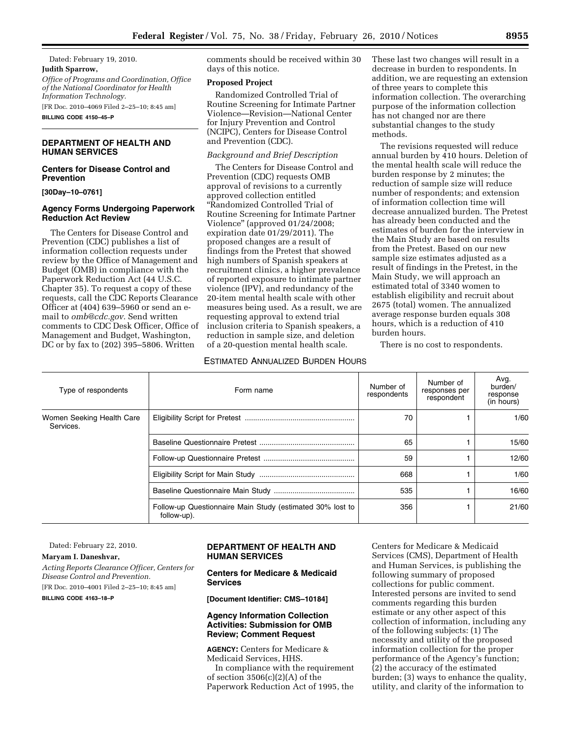Dated: February 19, 2010.

**Judith Sparrow,**

*Office of Programs and Coordination, Office of the National Coordinator for Health Information Technology.*

[FR Doc. 2010–4069 Filed 2–25–10; 8:45 am]

**BILLING CODE 4150–45–P**

## DEPARTMENT OF HEALTH AND HUMAN SERVICES

### Centers for Disease Control and Prevention

**[30Day–10–0761]**

### Agency Forms Undergoing Paperwork Reduction Act Review

The Centers for Disease Control and Prevention (CDC) publishes a list of information collection requests under review by the Office of Management and Budget (OMB) in compliance with the Paperwork Reduction Act (44 U.S.C. Chapter 35). To request a copy of these requests, call the CDC Reports Clearance Officer at (404) 639–5960 or send an e-mail to *omb@cdc.gov.* Send written comments to CDC Desk Officer, Office of Management and Budget, Washington, DC or by fax to (202) 395–5806. Written comments should be received within 30 days of this notice.

**Proposed Project**

Randomized Controlled Trial of Routine Screening for Intimate Partner Violence—Revision—National Center for Injury Prevention and Control (NCIPC), Centers for Disease Control and Prevention (CDC).

*Background and Brief Description*

The Centers for Disease Control and Prevention (CDC) requests OMB approval of revisions to a currently approved collection entitled "Randomized Controlled Trial of Routine Screening for Intimate Partner Violence" (approved 01/24/2008; expiration date 01/29/2011). The proposed changes are a result of findings from the Pretest that showed high numbers of Spanish speakers at recruitment clinics, a higher prevalence of reported exposure to intimate partner violence (IPV), and redundancy of the 20-item mental health scale with other measures being used. As a result, we are requesting approval to extend trial inclusion criteria to Spanish speakers, a reduction in sample size, and deletion of a 20-question mental health scale. These last two changes will result in a decrease in burden to respondents. In addition, we are requesting an extension of three years to complete this information collection. The overarching purpose of the information collection has not changed nor are there substantial changes to the study methods.

The revisions requested will reduce annual burden by 410 hours. Deletion of the mental health scale will reduce the burden response by 2 minutes; the reduction of sample size will reduce number of respondents; and extension of information collection time will decrease annualized burden. The Pretest has already been conducted and the estimates of burden for the interview in the Main Study are based on results from the Pretest. Based on our new sample size estimates adjusted as a result of findings in the Pretest, in the Main Study, we will approach an estimated total of 3340 women to establish eligibility and recruit about 2675 (total) women. The annualized average response burden equals 308 hours, which is a reduction of 410 burden hours.

There is no cost to respondents.

ESTIMATED ANNUALIZED BURDEN HOURS

| Type of respondents | Form name | Number of respondents | Number of responses per respondent | Avg. burden/ response (in hours) |
|---|---|---|---|---|
| Women Seeking Health Care Services. | Eligibility Script for Pretest | 70 | 1 | 1/60 |
| | Baseline Questionnaire Pretest | 65 | 1 | 15/60 |
| | Follow-up Questionnaire Pretest | 59 | 1 | 12/60 |
| | Eligibility Script for Main Study | 668 | 1 | 1/60 |
| | Baseline Questionnaire Main Study | 535 | 1 | 16/60 |
| | Follow-up Questionnaire Main Study (estimated 30% lost to follow-up). | 356 | 1 | 21/60 |

Dated: February 22, 2010.

**Maryam I. Daneshvar,**

*Acting Reports Clearance Officer, Centers for Disease Control and Prevention.*

[FR Doc. 2010–4001 Filed 2–25–10; 8:45 am]

**BILLING CODE 4163–18–P**

## DEPARTMENT OF HEALTH AND HUMAN SERVICES

### Centers for Medicare & Medicaid Services

**[Document Identifier: CMS–10184]**

### Agency Information Collection Activities: Submission for OMB Review; Comment Request

**AGENCY:** Centers for Medicare & Medicaid Services, HHS.

In compliance with the requirement of section 3506(c)(2)(A) of the Paperwork Reduction Act of 1995, the Centers for Medicare & Medicaid Services (CMS), Department of Health and Human Services, is publishing the following summary of proposed collections for public comment. Interested persons are invited to send comments regarding this burden estimate or any other aspect of this collection of information, including any of the following subjects: (1) The necessity and utility of the proposed information collection for the proper performance of the Agency's function; (2) the accuracy of the estimated burden; (3) ways to enhance the quality, utility, and clarity of the information to